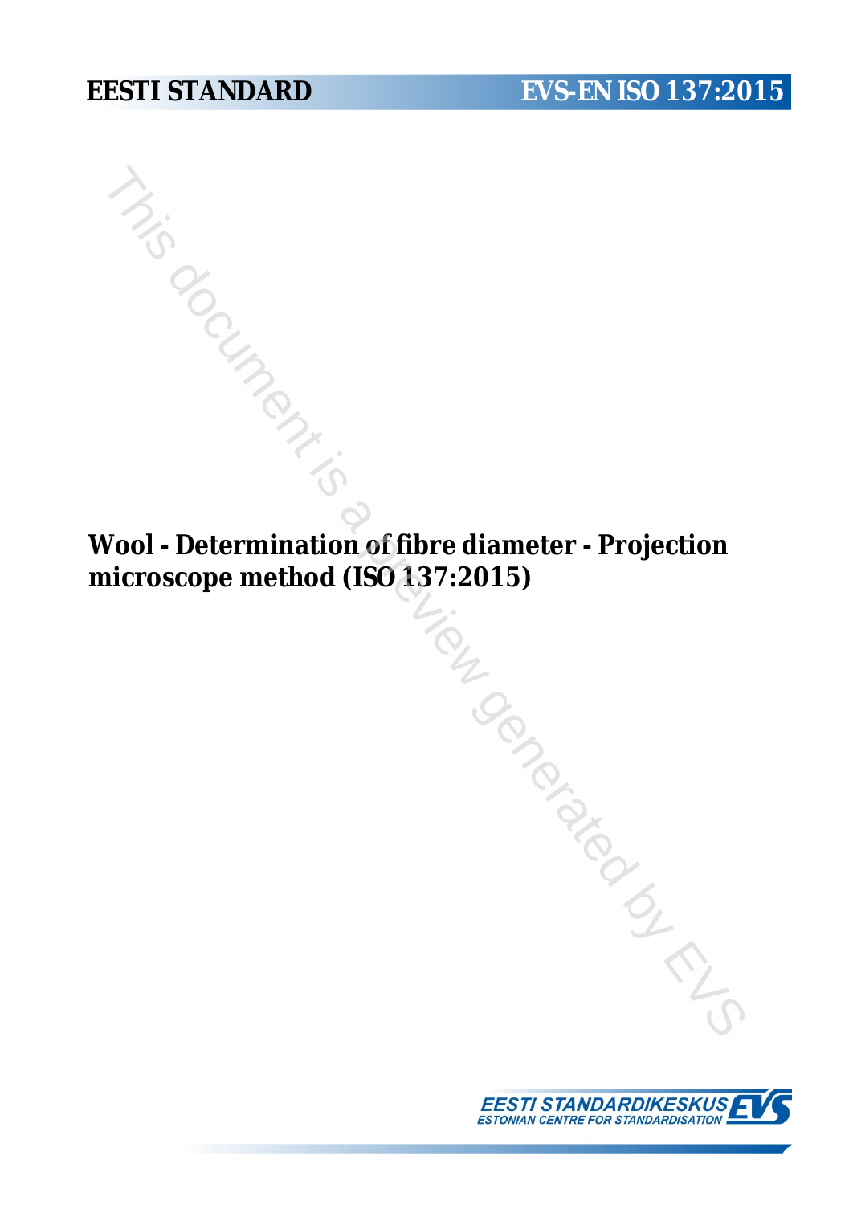EESTI STANDARD

EVS-EN ISO 137:2015

# Wool - Determination of fibre diameter - Projection microscope method (ISO 137:2015)

EESTI STANDARDIKESKUS
ESTONIAN CENTRE FOR STANDARDISATION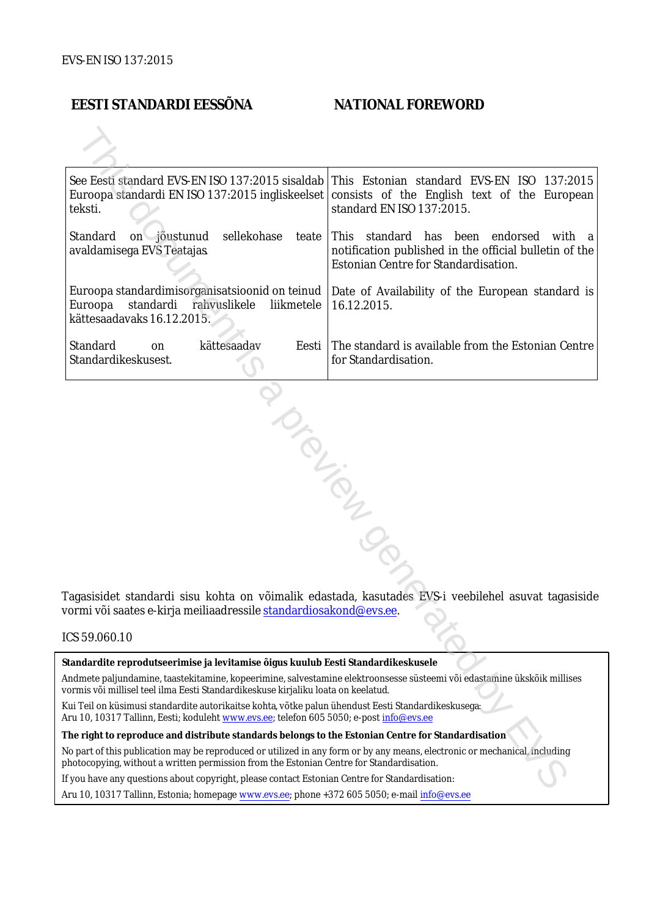EVS-EN ISO 137:2015

| EESTI STANDARDI EESSÕNA | NATIONAL FOREWORD |
|---|---|
| See Eesti standard EVS-EN ISO 137:2015 sisaldab Euroopa standardi EN ISO 137:2015 ingliskeelset teksti. | This Estonian standard EVS-EN ISO 137:2015 consists of the English text of the European standard EN ISO 137:2015. |
| Standard on jõustunud sellekohase teate avaldamisega EVS Teatajas. | This standard has been endorsed with a notification published in the official bulletin of the Estonian Centre for Standardisation. |
| Euroopa standardimisorganisatsioonid on teinud Euroopa standardi rahvuslikele liikmetele kättesaadavaks 16.12.2015. | Date of Availability of the European standard is 16.12.2015. |
| Standard on kättesaadav Eesti Standardikeskusest. | The standard is available from the Estonian Centre for Standardisation. |

Tagasisidet standardi sisu kohta on võimalik edastada, kasutades EVS-i veebilehel asuvat tagasiside vormi või saates e-kirja meiliaadressile standardiosakond@evs.ee.

ICS 59.060.10

**Standardite reprodutseerimise ja levitamise õigus kuulub Eesti Standardikeskusele**

Andmete paljundamine, taastekitamine, kopeerimine, salvestamine elektroonsesse süsteemi või edastamine ükskõik millises vormis või millisel teel ilma Eesti Standardikeskuse kirjaliku loata on keelatud.

Kui Teil on küsimusi standardite autorikaitse kohta, võtke palun ühendust Eesti Standardikeskusega:
Aru 10, 10317 Tallinn, Eesti; koduleht www.evs.ee; telefon 605 5050; e-post info@evs.ee

**The right to reproduce and distribute standards belongs to the Estonian Centre for Standardisation**

No part of this publication may be reproduced or utilized in any form or by any means, electronic or mechanical, including photocopying, without a written permission from the Estonian Centre for Standardisation.

If you have any questions about copyright, please contact Estonian Centre for Standardisation:

Aru 10, 10317 Tallinn, Estonia; homepage www.evs.ee; phone +372 605 5050; e-mail info@evs.ee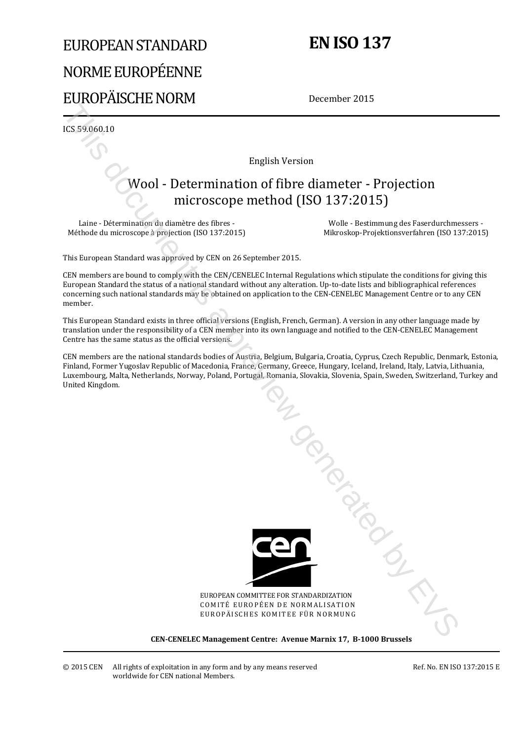# EUROPEAN STANDARD
# NORME EUROPÉENNE
# EUROPÄISCHE NORM

# EN ISO 137

December 2015

ICS 59.060.10

English Version

## Wool - Determination of fibre diameter - Projection microscope method (ISO 137:2015)

Laine - Détermination du diamètre des fibres - Méthode du microscope à projection (ISO 137:2015)

Wolle - Bestimmung des Faserdurchmessers - Mikroskop-Projektionsverfahren (ISO 137:2015)

This European Standard was approved by CEN on 26 September 2015.

CEN members are bound to comply with the CEN/CENELEC Internal Regulations which stipulate the conditions for giving this European Standard the status of a national standard without any alteration. Up-to-date lists and bibliographical references concerning such national standards may be obtained on application to the CEN-CENELEC Management Centre or to any CEN member.

This European Standard exists in three official versions (English, French, German). A version in any other language made by translation under the responsibility of a CEN member into its own language and notified to the CEN-CENELEC Management Centre has the same status as the official versions.

CEN members are the national standards bodies of Austria, Belgium, Bulgaria, Croatia, Cyprus, Czech Republic, Denmark, Estonia, Finland, Former Yugoslav Republic of Macedonia, France, Germany, Greece, Hungary, Iceland, Ireland, Italy, Latvia, Lithuania, Luxembourg, Malta, Netherlands, Norway, Poland, Portugal, Romania, Slovakia, Slovenia, Spain, Sweden, Switzerland, Turkey and United Kingdom.

EUROPEAN COMMITTEE FOR STANDARDIZATION
COMITÉ EUROPÉEN DE NORMALISATION
EUROPÄISCHES KOMITEE FÜR NORMUNG

**CEN-CENELEC Management Centre: Avenue Marnix 17, B-1000 Brussels**

© 2015 CEN All rights of exploitation in any form and by any means reserved worldwide for CEN national Members.

Ref. No. EN ISO 137:2015 E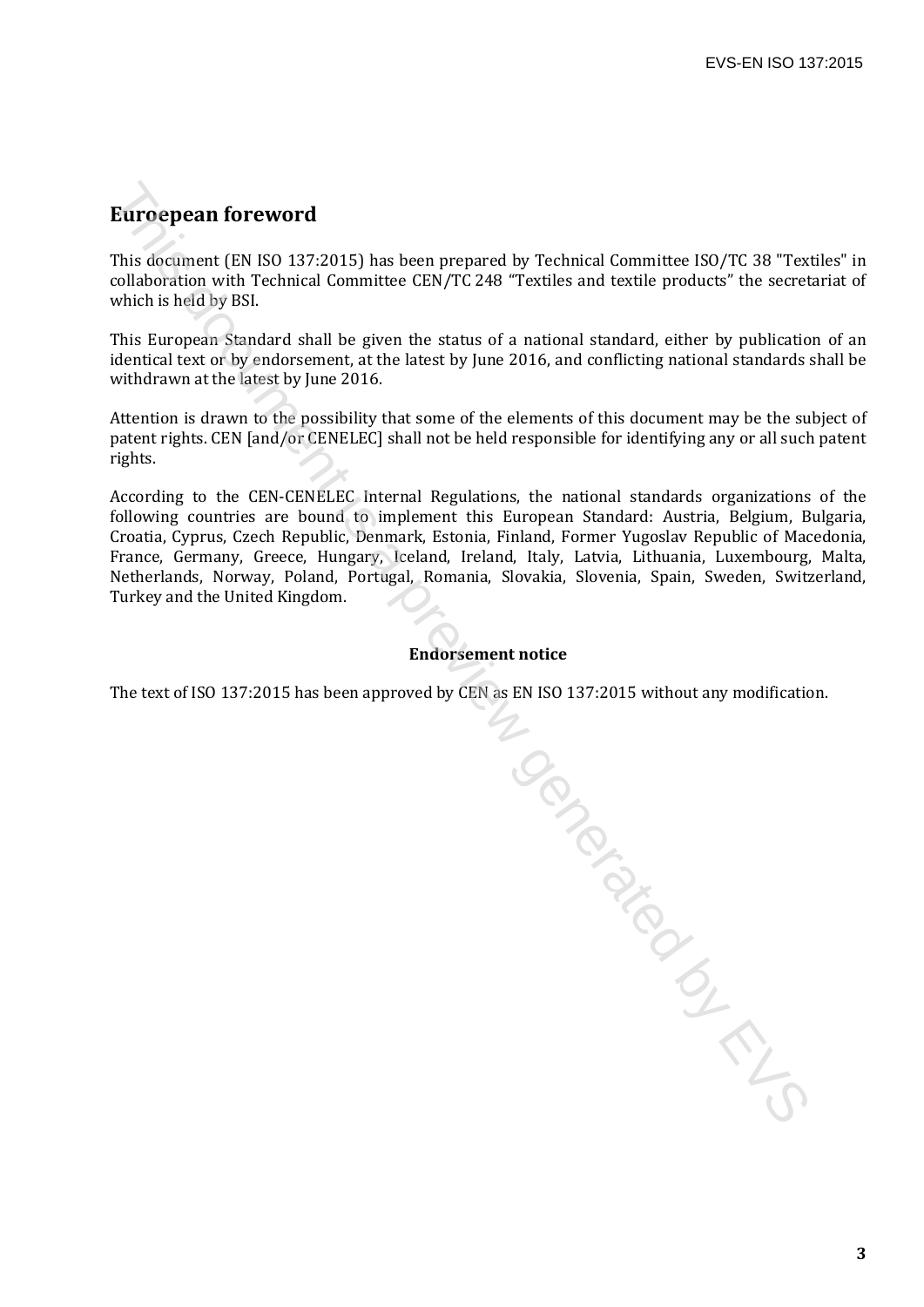# Euroepean foreword

This document (EN ISO 137:2015) has been prepared by Technical Committee ISO/TC 38 "Textiles" in collaboration with Technical Committee CEN/TC 248 "Textiles and textile products" the secretariat of which is held by BSI.

This European Standard shall be given the status of a national standard, either by publication of an identical text or by endorsement, at the latest by June 2016, and conflicting national standards shall be withdrawn at the latest by June 2016.

Attention is drawn to the possibility that some of the elements of this document may be the subject of patent rights. CEN [and/or CENELEC] shall not be held responsible for identifying any or all such patent rights.

According to the CEN-CENELEC Internal Regulations, the national standards organizations of the following countries are bound to implement this European Standard: Austria, Belgium, Bulgaria, Croatia, Cyprus, Czech Republic, Denmark, Estonia, Finland, Former Yugoslav Republic of Macedonia, France, Germany, Greece, Hungary, Iceland, Ireland, Italy, Latvia, Lithuania, Luxembourg, Malta, Netherlands, Norway, Poland, Portugal, Romania, Slovakia, Slovenia, Spain, Sweden, Switzerland, Turkey and the United Kingdom.

**Endorsement notice**

The text of ISO 137:2015 has been approved by CEN as EN ISO 137:2015 without any modification.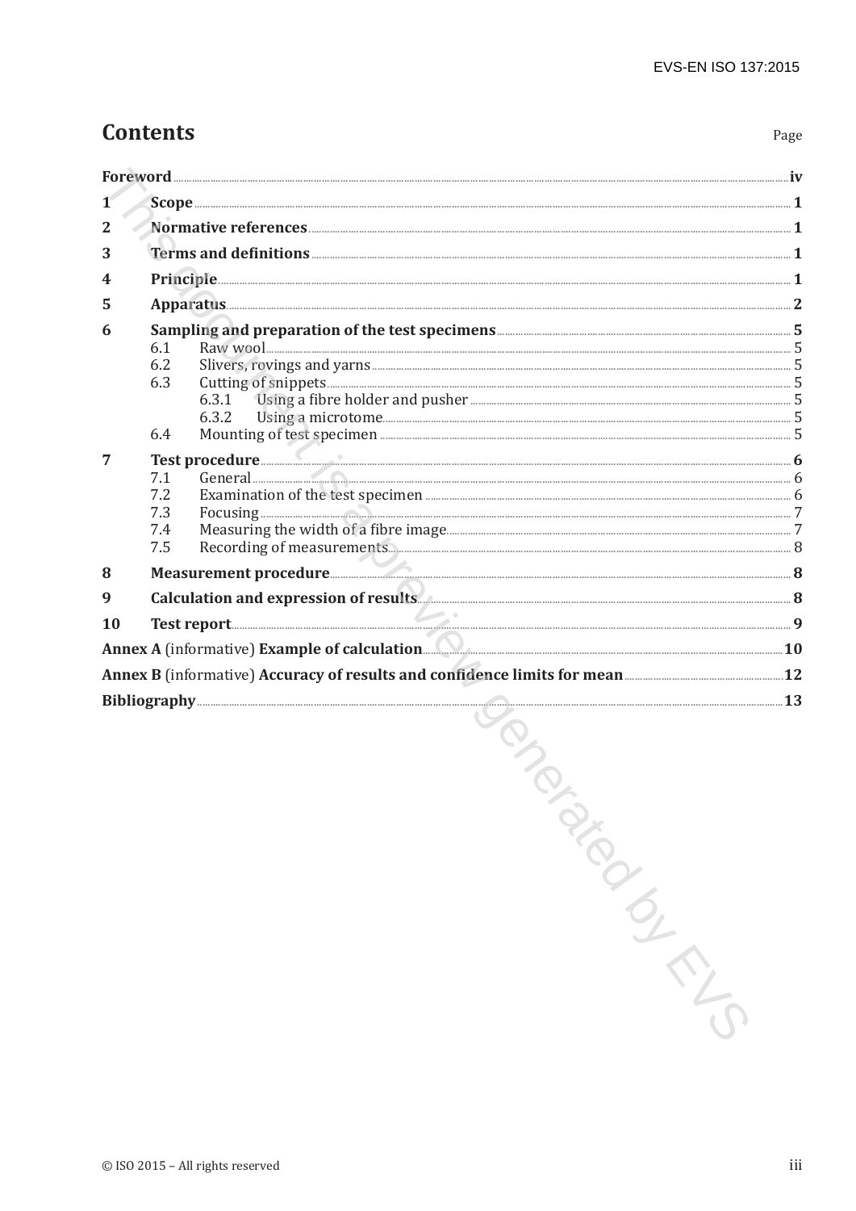# Contents

| | Page |
|---|---|
| Foreword | iv |
| 1 Scope | 1 |
| 2 Normative references | 1 |
| 3 Terms and definitions | 1 |
| 4 Principle | 1 |
| 5 Apparatus | 2 |
| 6 Sampling and preparation of the test specimens | 5 |
| 6.1 Raw wool | 5 |
| 6.2 Slivers, rovings and yarns | 5 |
| 6.3 Cutting of snippets | 5 |
| 6.3.1 Using a fibre holder and pusher | 5 |
| 6.3.2 Using a microtome | 5 |
| 6.4 Mounting of test specimen | 5 |
| 7 Test procedure | 6 |
| 7.1 General | 6 |
| 7.2 Examination of the test specimen | 6 |
| 7.3 Focusing | 7 |
| 7.4 Measuring the width of a fibre image | 7 |
| 7.5 Recording of measurements | 8 |
| 8 Measurement procedure | 8 |
| 9 Calculation and expression of results | 8 |
| 10 Test report | 9 |
| Annex A (informative) Example of calculation | 10 |
| Annex B (informative) Accuracy of results and confidence limits for mean | 12 |
| Bibliography | 13 |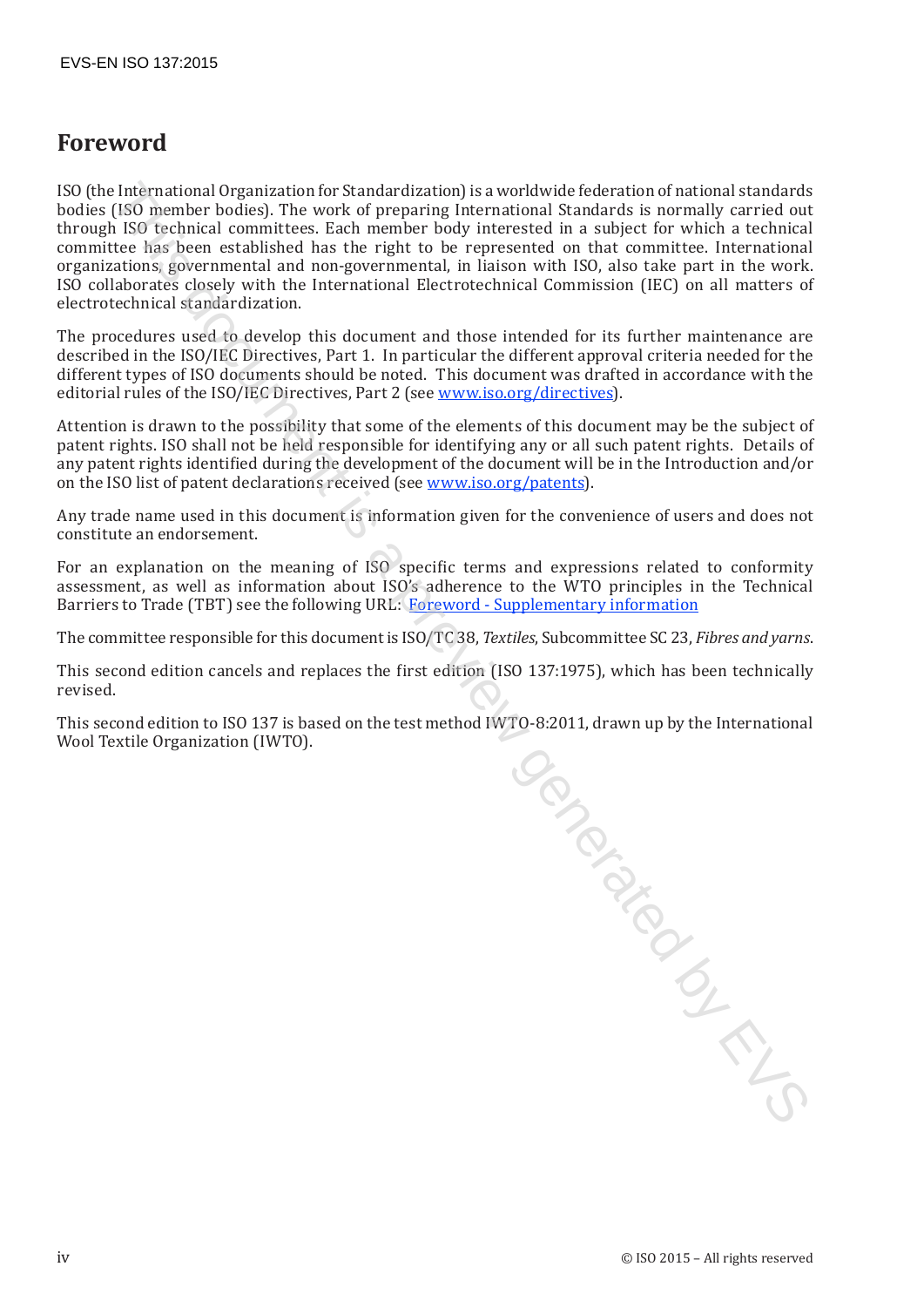# Foreword

ISO (the International Organization for Standardization) is a worldwide federation of national standards bodies (ISO member bodies). The work of preparing International Standards is normally carried out through ISO technical committees. Each member body interested in a subject for which a technical committee has been established has the right to be represented on that committee. International organizations, governmental and non-governmental, in liaison with ISO, also take part in the work. ISO collaborates closely with the International Electrotechnical Commission (IEC) on all matters of electrotechnical standardization.

The procedures used to develop this document and those intended for its further maintenance are described in the ISO/IEC Directives, Part 1. In particular the different approval criteria needed for the different types of ISO documents should be noted. This document was drafted in accordance with the editorial rules of the ISO/IEC Directives, Part 2 (see www.iso.org/directives).

Attention is drawn to the possibility that some of the elements of this document may be the subject of patent rights. ISO shall not be held responsible for identifying any or all such patent rights. Details of any patent rights identified during the development of the document will be in the Introduction and/or on the ISO list of patent declarations received (see www.iso.org/patents).

Any trade name used in this document is information given for the convenience of users and does not constitute an endorsement.

For an explanation on the meaning of ISO specific terms and expressions related to conformity assessment, as well as information about ISO's adherence to the WTO principles in the Technical Barriers to Trade (TBT) see the following URL: Foreword - Supplementary information

The committee responsible for this document is ISO/TC 38, *Textiles*, Subcommittee SC 23, *Fibres and yarns*.

This second edition cancels and replaces the first edition (ISO 137:1975), which has been technically revised.

This second edition to ISO 137 is based on the test method IWTO-8:2011, drawn up by the International Wool Textile Organization (IWTO).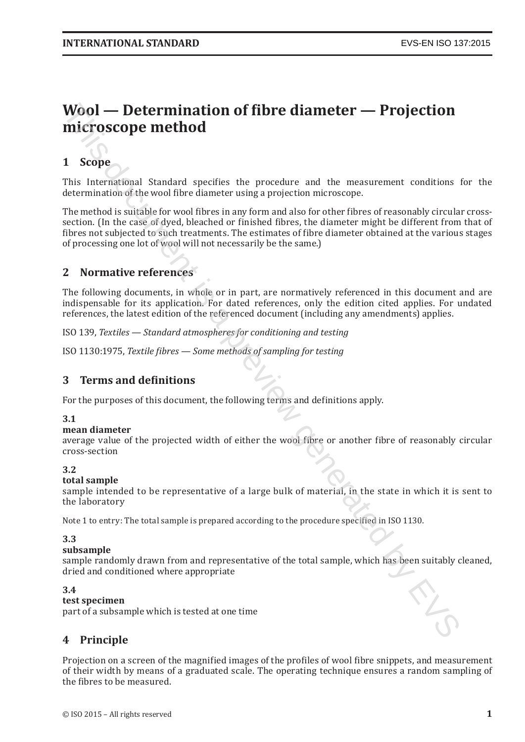# Wool — Determination of fibre diameter — Projection microscope method

## 1 Scope

This International Standard specifies the procedure and the measurement conditions for the determination of the wool fibre diameter using a projection microscope.

The method is suitable for wool fibres in any form and also for other fibres of reasonably circular cross-section. (In the case of dyed, bleached or finished fibres, the diameter might be different from that of fibres not subjected to such treatments. The estimates of fibre diameter obtained at the various stages of processing one lot of wool will not necessarily be the same.)

## 2 Normative references

The following documents, in whole or in part, are normatively referenced in this document and are indispensable for its application. For dated references, only the edition cited applies. For undated references, the latest edition of the referenced document (including any amendments) applies.

ISO 139, *Textiles — Standard atmospheres for conditioning and testing*

ISO 1130:1975, *Textile fibres — Some methods of sampling for testing*

## 3 Terms and definitions

For the purposes of this document, the following terms and definitions apply.

### 3.1
**mean diameter**
average value of the projected width of either the wool fibre or another fibre of reasonably circular cross-section

### 3.2
**total sample**
sample intended to be representative of a large bulk of material, in the state in which it is sent to the laboratory

Note 1 to entry: The total sample is prepared according to the procedure specified in ISO 1130.

### 3.3
**subsample**
sample randomly drawn from and representative of the total sample, which has been suitably cleaned, dried and conditioned where appropriate

### 3.4
**test specimen**
part of a subsample which is tested at one time

## 4 Principle

Projection on a screen of the magnified images of the profiles of wool fibre snippets, and measurement of their width by means of a graduated scale. The operating technique ensures a random sampling of the fibres to be measured.